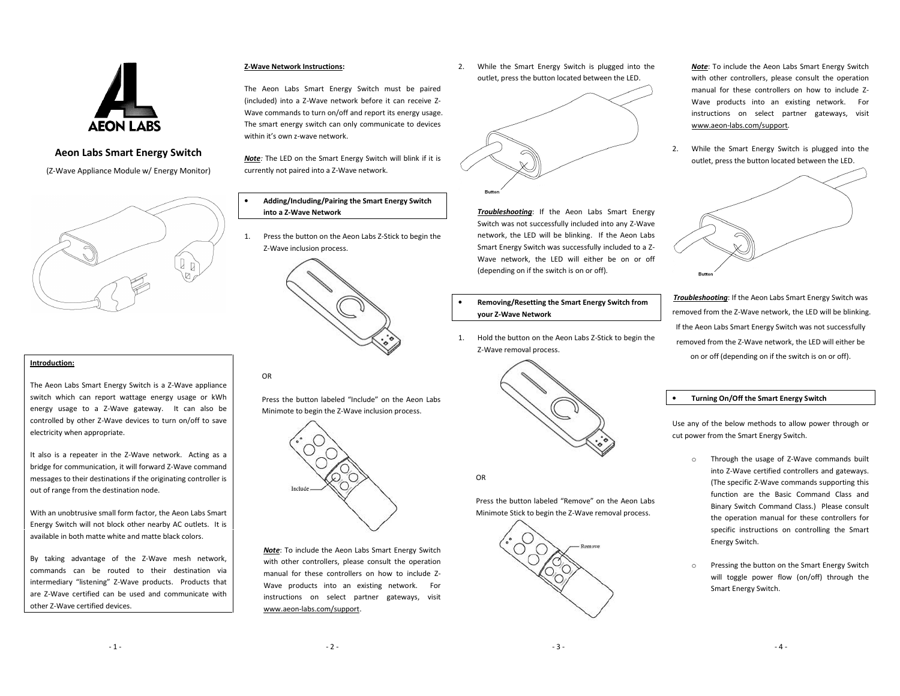# Aeon Labs Smart Energy Switch

(Z-Wave Appliance Module w/ Energy Monitor)

**Introduction:**

The Aeon Labs Smart Energy Switch is a Z-Wave appliance switch which can report wattage energy usage or kWh energy usage to a Z-Wave gateway. It can also be controlled by other Z-Wave devices to turn on/off to save electricity when appropriate.

It also is a repeater in the Z-Wave network. Acting as a bridge for communication, it will forward Z-Wave command messages to their destinations if the originating controller is out of range from the destination node.

With an unobtrusive small form factor, the Aeon Labs Smart Energy Switch will not block other nearby AC outlets. It is available in both matte white and matte black colors.

By taking advantage of the Z-Wave mesh network, commands can be routed to their destination via intermediary "listening" Z-Wave products. Products that are Z-Wave certified can be used and communicate with other Z-Wave certified devices.

**Z-Wave Network Instructions:**

The Aeon Labs Smart Energy Switch must be paired (included) into a Z-Wave network before it can receive Z-Wave commands to turn on/off and report its energy usage. The smart energy switch can only communicate to devices within it's own z-wave network.

***Note:*** The LED on the Smart Energy Switch will blink if it is currently not paired into a Z-Wave network.

- **Adding/Including/Pairing the Smart Energy Switch into a Z-Wave Network**

1. Press the button on the Aeon Labs Z-Stick to begin the Z-Wave inclusion process.

   OR

   Press the button labeled "Include" on the Aeon Labs Minimote to begin the Z-Wave inclusion process.

   ***Note***: To include the Aeon Labs Smart Energy Switch with other controllers, please consult the operation manual for these controllers on how to include Z-Wave products into an existing network. For instructions on select partner gateways, visit www.aeon-labs.com/support.

2. While the Smart Energy Switch is plugged into the outlet, press the button located between the LED.

***Troubleshooting***: If the Aeon Labs Smart Energy Switch was not successfully included into any Z-Wave network, the LED will be blinking. If the Aeon Labs Smart Energy Switch was successfully included to a Z-Wave network, the LED will either be on or off (depending on if the switch is on or off).

- **Removing/Resetting the Smart Energy Switch from your Z-Wave Network**

1. Hold the button on the Aeon Labs Z-Stick to begin the Z-Wave removal process.

   OR

   Press the button labeled "Remove" on the Aeon Labs Minimote Stick to begin the Z-Wave removal process.

   ***Note***: To include the Aeon Labs Smart Energy Switch with other controllers, please consult the operation manual for these controllers on how to include Z-Wave products into an existing network. For instructions on select partner gateways, visit www.aeon-labs.com/support.

2. While the Smart Energy Switch is plugged into the outlet, press the button located between the LED.

***Troubleshooting***: If the Aeon Labs Smart Energy Switch was removed from the Z-Wave network, the LED will be blinking. If the Aeon Labs Smart Energy Switch was not successfully removed from the Z-Wave network, the LED will either be on or off (depending on if the switch is on or off).

- **Turning On/Off the Smart Energy Switch**

Use any of the below methods to allow power through or cut power from the Smart Energy Switch.

- Through the usage of Z-Wave commands built into Z-Wave certified controllers and gateways. (The specific Z-Wave commands supporting this function are the Basic Command Class and Binary Switch Command Class.) Please consult the operation manual for these controllers for specific instructions on controlling the Smart Energy Switch.
- Pressing the button on the Smart Energy Switch will toggle power flow (on/off) through the Smart Energy Switch.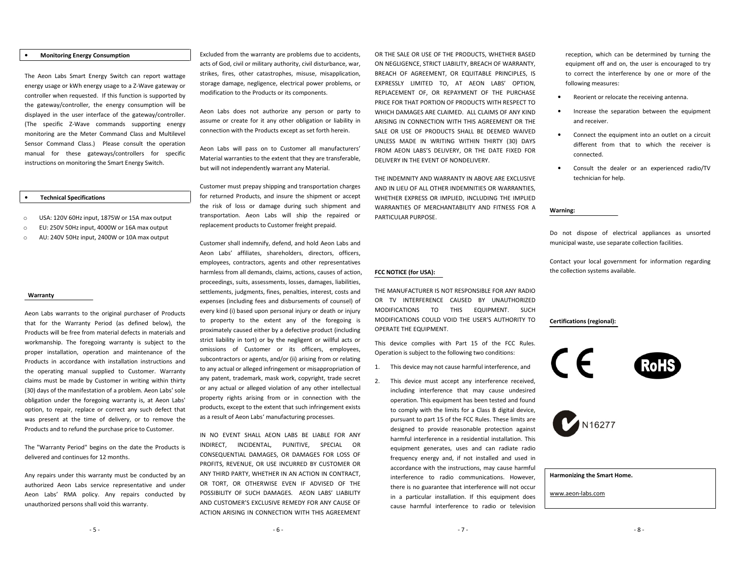## • Monitoring Energy Consumption

The Aeon Labs Smart Energy Switch can report wattage energy usage or kWh energy usage to a Z-Wave gateway or controller when requested. If this function is supported by the gateway/controller, the energy consumption will be displayed in the user interface of the gateway/controller. (The specific Z-Wave commands supporting energy monitoring are the Meter Command Class and Multilevel Sensor Command Class.) Please consult the operation manual for these gateways/controllers for specific instructions on monitoring the Smart Energy Switch.

## • Technical Specifications

- USA: 120V 60Hz input, 1875W or 15A max output
- EU: 250V 50Hz input, 4000W or 16A max output
- AU: 240V 50Hz input, 2400W or 10A max output

## Warranty

Aeon Labs warrants to the original purchaser of Products that for the Warranty Period (as defined below), the Products will be free from material defects in materials and workmanship. The foregoing warranty is subject to the proper installation, operation and maintenance of the Products in accordance with installation instructions and the operating manual supplied to Customer. Warranty claims must be made by Customer in writing within thirty (30) days of the manifestation of a problem. Aeon Labs' sole obligation under the foregoing warranty is, at Aeon Labs' option, to repair, replace or correct any such defect that was present at the time of delivery, or to remove the Products and to refund the purchase price to Customer.

The "Warranty Period" begins on the date the Products is delivered and continues for 12 months.

Any repairs under this warranty must be conducted by an authorized Aeon Labs service representative and under Aeon Labs' RMA policy. Any repairs conducted by unauthorized persons shall void this warranty.

Excluded from the warranty are problems due to accidents, acts of God, civil or military authority, civil disturbance, war, strikes, fires, other catastrophes, misuse, misapplication, storage damage, negligence, electrical power problems, or modification to the Products or its components.

Aeon Labs does not authorize any person or party to assume or create for it any other obligation or liability in connection with the Products except as set forth herein.

Aeon Labs will pass on to Customer all manufacturers' Material warranties to the extent that they are transferable, but will not independently warrant any Material.

Customer must prepay shipping and transportation charges for returned Products, and insure the shipment or accept the risk of loss or damage during such shipment and transportation. Aeon Labs will ship the repaired or replacement products to Customer freight prepaid.

Customer shall indemnify, defend, and hold Aeon Labs and Aeon Labs' affiliates, shareholders, directors, officers, employees, contractors, agents and other representatives harmless from all demands, claims, actions, causes of action, proceedings, suits, assessments, losses, damages, liabilities, settlements, judgments, fines, penalties, interest, costs and expenses (including fees and disbursements of counsel) of every kind (i) based upon personal injury or death or injury to property to the extent any of the foregoing is proximately caused either by a defective product (including strict liability in tort) or by the negligent or willful acts or omissions of Customer or its officers, employees, subcontractors or agents, and/or (ii) arising from or relating to any actual or alleged infringement or misappropriation of any patent, trademark, mask work, copyright, trade secret or any actual or alleged violation of any other intellectual property rights arising from or in connection with the products, except to the extent that such infringement exists as a result of Aeon Labs' manufacturing processes.

IN NO EVENT SHALL AEON LABS BE LIABLE FOR ANY INDIRECT, INCIDENTAL, PUNITIVE, SPECIAL OR CONSEQUENTIAL DAMAGES, OR DAMAGES FOR LOSS OF PROFITS, REVENUE, OR USE INCURRED BY CUSTOMER OR ANY THIRD PARTY, WHETHER IN AN ACTION IN CONTRACT, OR TORT, OR OTHERWISE EVEN IF ADVISED OF THE POSSIBILITY OF SUCH DAMAGES. AEON LABS' LIABILITY AND CUSTOMER'S EXCLUSIVE REMEDY FOR ANY CAUSE OF ACTION ARISING IN CONNECTION WITH THIS AGREEMENT OR THE SALE OR USE OF THE PRODUCTS, WHETHER BASED ON NEGLIGENCE, STRICT LIABILITY, BREACH OF WARRANTY, BREACH OF AGREEMENT, OR EQUITABLE PRINCIPLES, IS EXPRESSLY LIMITED TO, AT AEON LABS' OPTION, REPLACEMENT OF, OR REPAYMENT OF THE PURCHASE PRICE FOR THAT PORTION OF PRODUCTS WITH RESPECT TO WHICH DAMAGES ARE CLAIMED. ALL CLAIMS OF ANY KIND ARISING IN CONNECTION WITH THIS AGREEMENT OR THE SALE OR USE OF PRODUCTS SHALL BE DEEMED WAIVED UNLESS MADE IN WRITING WITHIN THIRTY (30) DAYS FROM AEON LABS'S DELIVERY, OR THE DATE FIXED FOR DELIVERY IN THE EVENT OF NONDELIVERY.

THE INDEMNITY AND WARRANTY IN ABOVE ARE EXCLUSIVE AND IN LIEU OF ALL OTHER INDEMNITIES OR WARRANTIES, WHETHER EXPRESS OR IMPLIED, INCLUDING THE IMPLIED WARRANTIES OF MERCHANTABILITY AND FITNESS FOR A PARTICULAR PURPOSE.

## FCC NOTICE (for USA):

THE MANUFACTURER IS NOT RESPONSIBLE FOR ANY RADIO OR TV INTERFERENCE CAUSED BY UNAUTHORIZED MODIFICATIONS TO THIS EQUIPMENT. SUCH MODIFICATIONS COULD VOID THE USER'S AUTHORITY TO OPERATE THE EQUIPMENT.

This device complies with Part 15 of the FCC Rules. Operation is subject to the following two conditions:

1. This device may not cause harmful interference, and
2. This device must accept any interference received, including interference that may cause undesired operation. This equipment has been tested and found to comply with the limits for a Class B digital device, pursuant to part 15 of the FCC Rules. These limits are designed to provide reasonable protection against harmful interference in a residential installation. This equipment generates, uses and can radiate radio frequency energy and, if not installed and used in accordance with the instructions, may cause harmful interference to radio communications. However, there is no guarantee that interference will not occur in a particular installation. If this equipment does cause harmful interference to radio or television reception, which can be determined by turning the equipment off and on, the user is encouraged to try to correct the interference by one or more of the following measures:

- Reorient or relocate the receiving antenna.
- Increase the separation between the equipment and receiver.
- Connect the equipment into an outlet on a circuit different from that to which the receiver is connected.
- Consult the dealer or an experienced radio/TV technician for help.

## Warning:

Do not dispose of electrical appliances as unsorted municipal waste, use separate collection facilities.

Contact your local government for information regarding the collection systems available.

## Certifications (regional):

CE

RoHS

N16277

**Harmonizing the Smart Home.**

www.aeon-labs.com